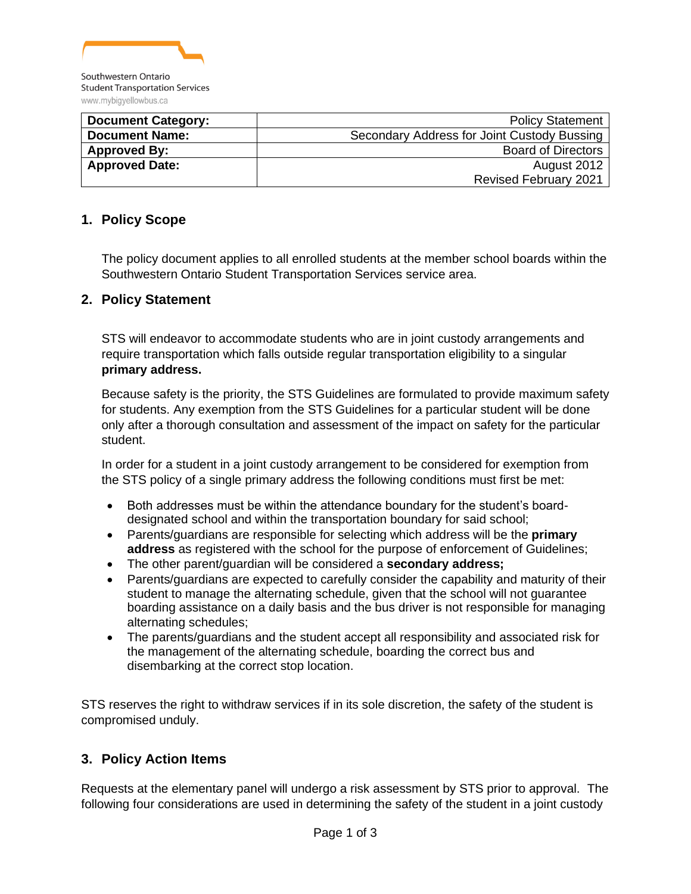Southwestern Ontario
Student Transportation Services
www.mybigyellowbus.ca

| Document Category: | Policy Statement |
|---|---|
| Document Name: | Secondary Address for Joint Custody Bussing |
| Approved By: | Board of Directors |
| Approved Date: | August 2012<br>Revised February 2021 |

## 1. Policy Scope

The policy document applies to all enrolled students at the member school boards within the Southwestern Ontario Student Transportation Services service area.

## 2. Policy Statement

STS will endeavor to accommodate students who are in joint custody arrangements and require transportation which falls outside regular transportation eligibility to a singular **primary address.**

Because safety is the priority, the STS Guidelines are formulated to provide maximum safety for students. Any exemption from the STS Guidelines for a particular student will be done only after a thorough consultation and assessment of the impact on safety for the particular student.

In order for a student in a joint custody arrangement to be considered for exemption from the STS policy of a single primary address the following conditions must first be met:

- Both addresses must be within the attendance boundary for the student's board-designated school and within the transportation boundary for said school;
- Parents/guardians are responsible for selecting which address will be the **primary address** as registered with the school for the purpose of enforcement of Guidelines;
- The other parent/guardian will be considered a **secondary address;**
- Parents/guardians are expected to carefully consider the capability and maturity of their student to manage the alternating schedule, given that the school will not guarantee boarding assistance on a daily basis and the bus driver is not responsible for managing alternating schedules;
- The parents/guardians and the student accept all responsibility and associated risk for the management of the alternating schedule, boarding the correct bus and disembarking at the correct stop location.

STS reserves the right to withdraw services if in its sole discretion, the safety of the student is compromised unduly.

## 3. Policy Action Items

Requests at the elementary panel will undergo a risk assessment by STS prior to approval. The following four considerations are used in determining the safety of the student in a joint custody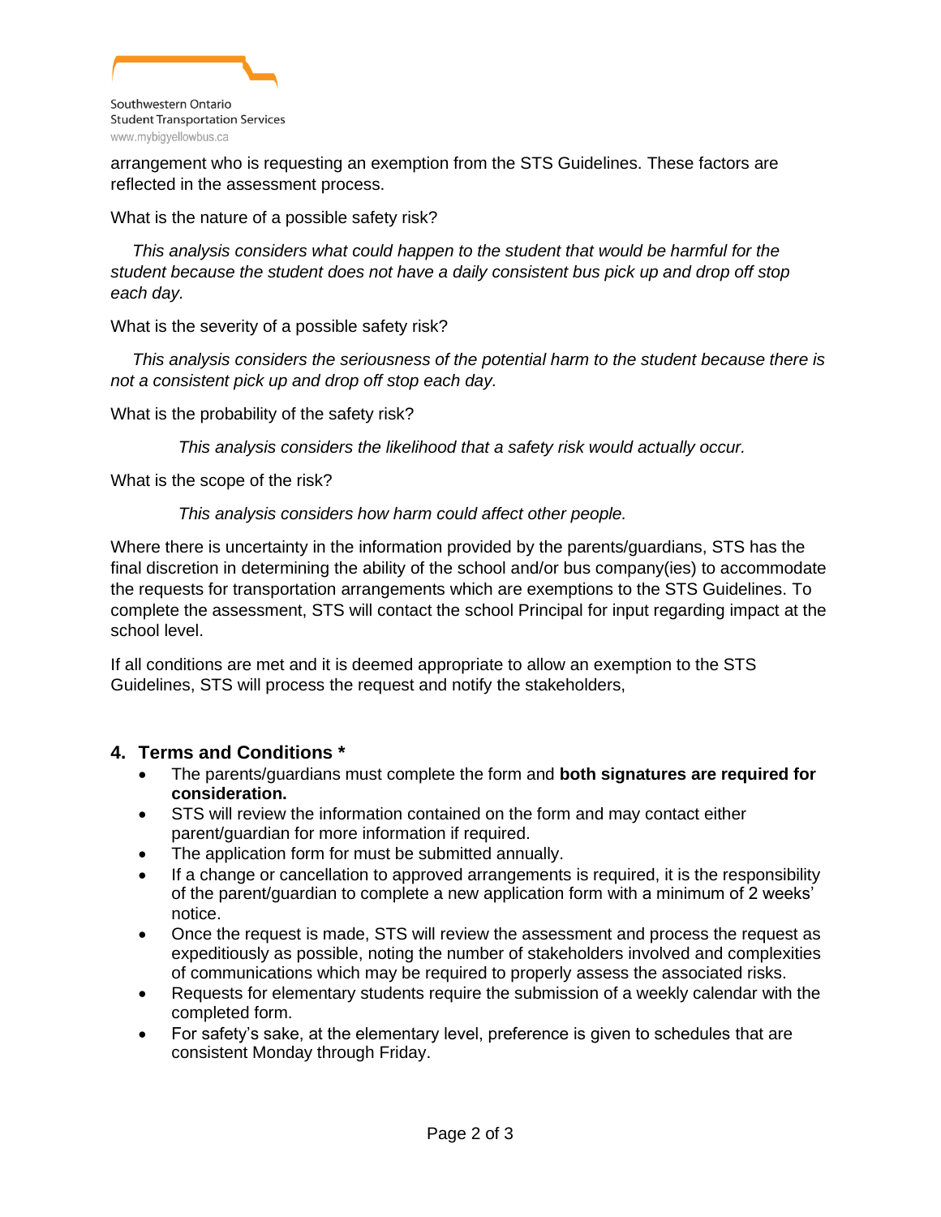arrangement who is requesting an exemption from the STS Guidelines. These factors are reflected in the assessment process.

What is the nature of a possible safety risk?

*This analysis considers what could happen to the student that would be harmful for the student because the student does not have a daily consistent bus pick up and drop off stop each day.*

What is the severity of a possible safety risk?

*This analysis considers the seriousness of the potential harm to the student because there is not a consistent pick up and drop off stop each day.*

What is the probability of the safety risk?

*This analysis considers the likelihood that a safety risk would actually occur.*

What is the scope of the risk?

*This analysis considers how harm could affect other people.*

Where there is uncertainty in the information provided by the parents/guardians, STS has the final discretion in determining the ability of the school and/or bus company(ies) to accommodate the requests for transportation arrangements which are exemptions to the STS Guidelines. To complete the assessment, STS will contact the school Principal for input regarding impact at the school level.

If all conditions are met and it is deemed appropriate to allow an exemption to the STS Guidelines, STS will process the request and notify the stakeholders,

## 4. Terms and Conditions *

- The parents/guardians must complete the form and **both signatures are required for consideration.**
- STS will review the information contained on the form and may contact either parent/guardian for more information if required.
- The application form for must be submitted annually.
- If a change or cancellation to approved arrangements is required, it is the responsibility of the parent/guardian to complete a new application form with a minimum of 2 weeks' notice.
- Once the request is made, STS will review the assessment and process the request as expeditiously as possible, noting the number of stakeholders involved and complexities of communications which may be required to properly assess the associated risks.
- Requests for elementary students require the submission of a weekly calendar with the completed form.
- For safety's sake, at the elementary level, preference is given to schedules that are consistent Monday through Friday.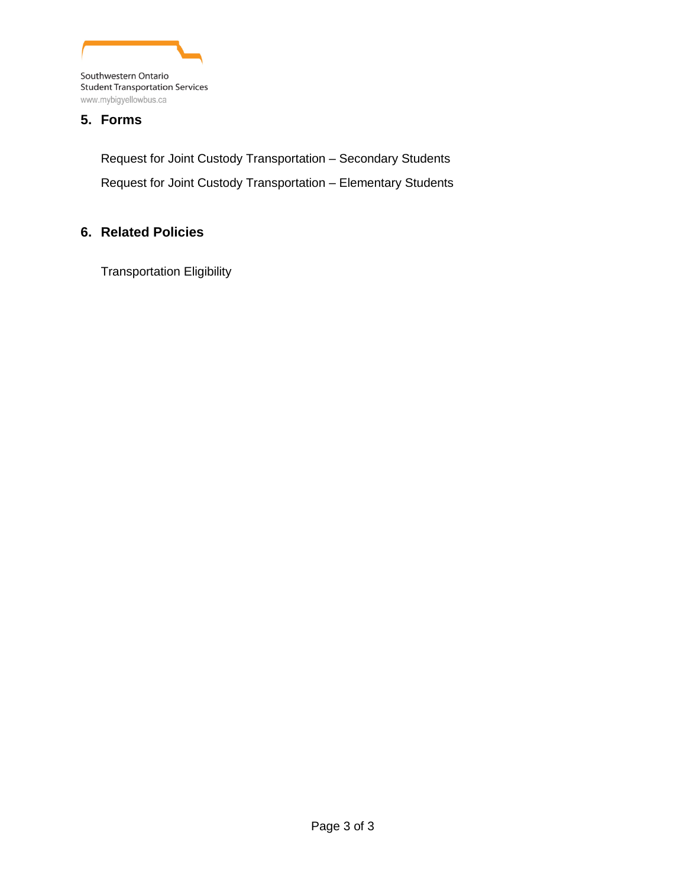## 5. Forms

Request for Joint Custody Transportation – Secondary Students

Request for Joint Custody Transportation – Elementary Students

## 6. Related Policies

Transportation Eligibility